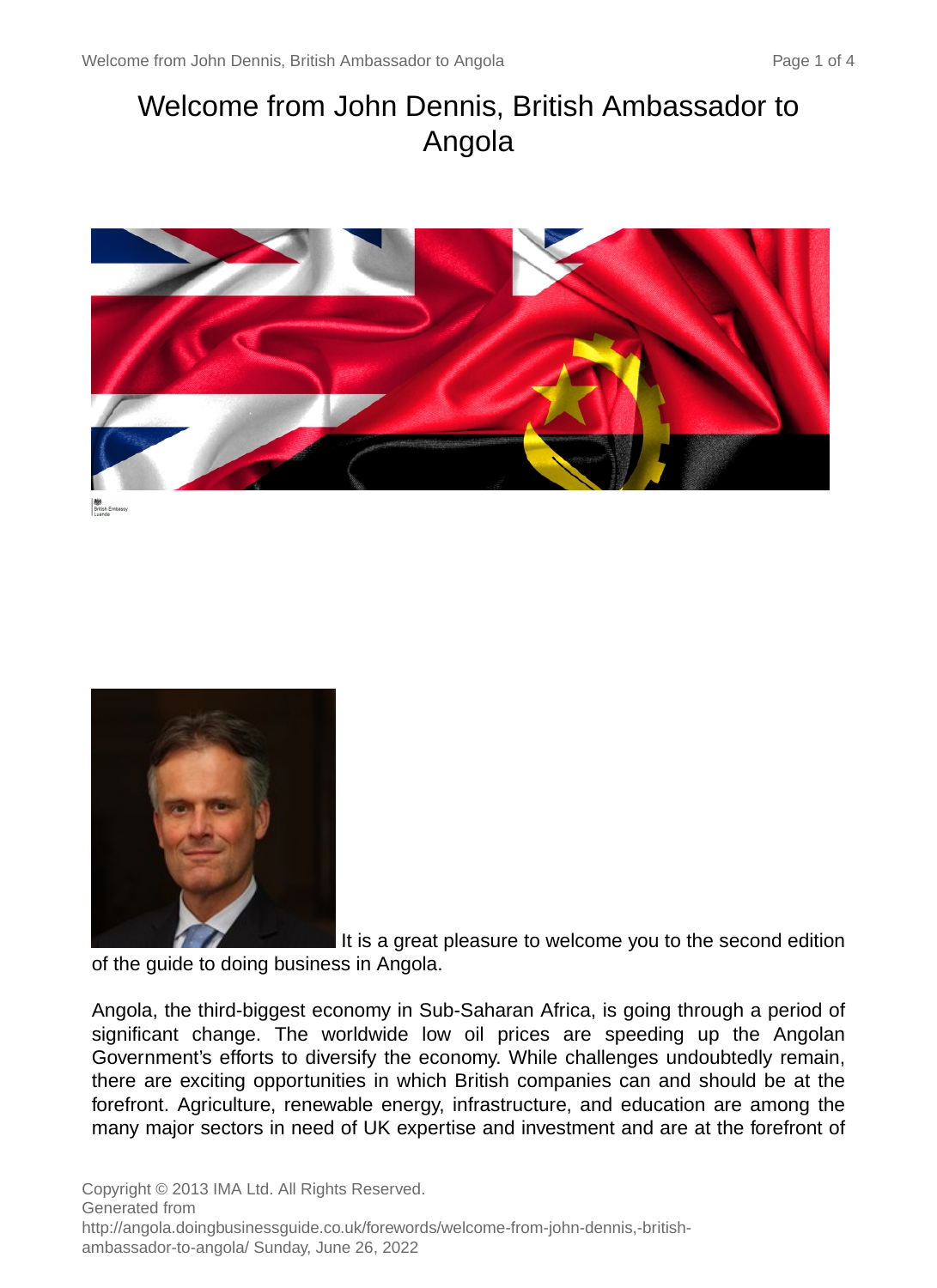# Welcome from John Dennis, British Ambassador to Angola

British Embassy
Luanda

It is a great pleasure to welcome you to the second edition of the guide to doing business in Angola.

Angola, the third-biggest economy in Sub-Saharan Africa, is going through a period of significant change. The worldwide low oil prices are speeding up the Angolan Government's efforts to diversify the economy. While challenges undoubtedly remain, there are exciting opportunities in which British companies can and should be at the forefront. Agriculture, renewable energy, infrastructure, and education are among the many major sectors in need of UK expertise and investment and are at the forefront of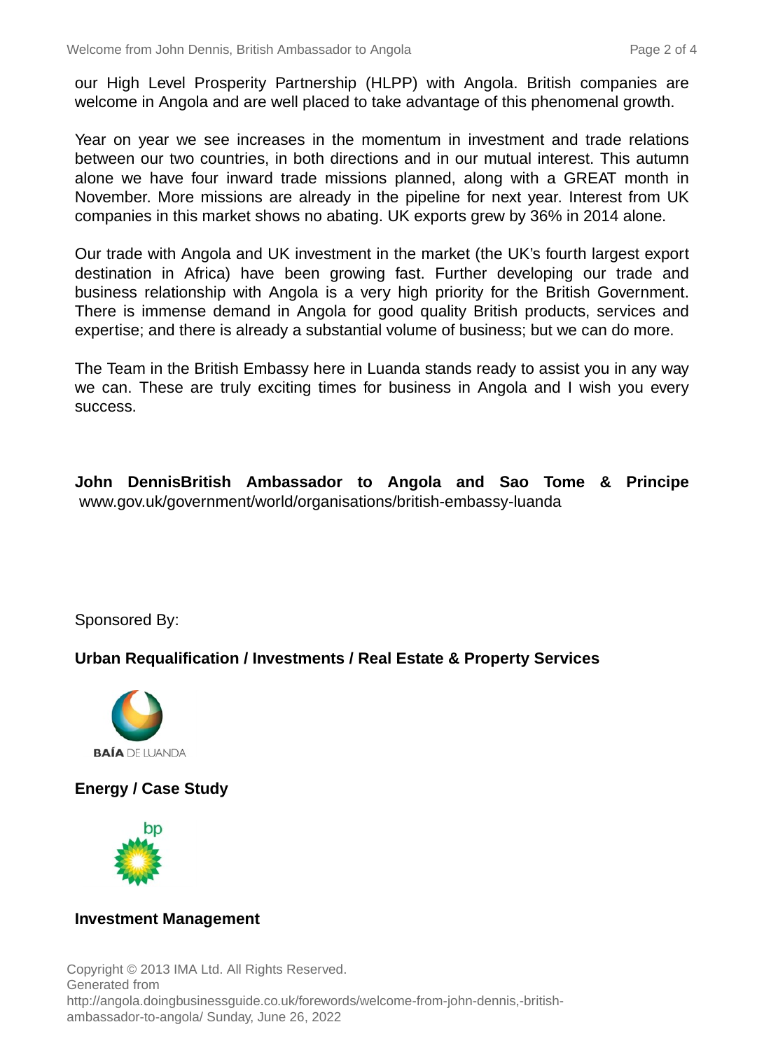our High Level Prosperity Partnership (HLPP) with Angola. British companies are welcome in Angola and are well placed to take advantage of this phenomenal growth.

Year on year we see increases in the momentum in investment and trade relations between our two countries, in both directions and in our mutual interest. This autumn alone we have four inward trade missions planned, along with a GREAT month in November. More missions are already in the pipeline for next year. Interest from UK companies in this market shows no abating. UK exports grew by 36% in 2014 alone.

Our trade with Angola and UK investment in the market (the UK's fourth largest export destination in Africa) have been growing fast. Further developing our trade and business relationship with Angola is a very high priority for the British Government. There is immense demand in Angola for good quality British products, services and expertise; and there is already a substantial volume of business; but we can do more.

The Team in the British Embassy here in Luanda stands ready to assist you in any way we can. These are truly exciting times for business in Angola and I wish you every success.

**John DennisBritish Ambassador to Angola and Sao Tome & Principe**
www.gov.uk/government/world/organisations/british-embassy-luanda

Sponsored By:

**Urban Requalification / Investments / Real Estate & Property Services**

BAÍA DE LUANDA

**Energy / Case Study**

bp

**Investment Management**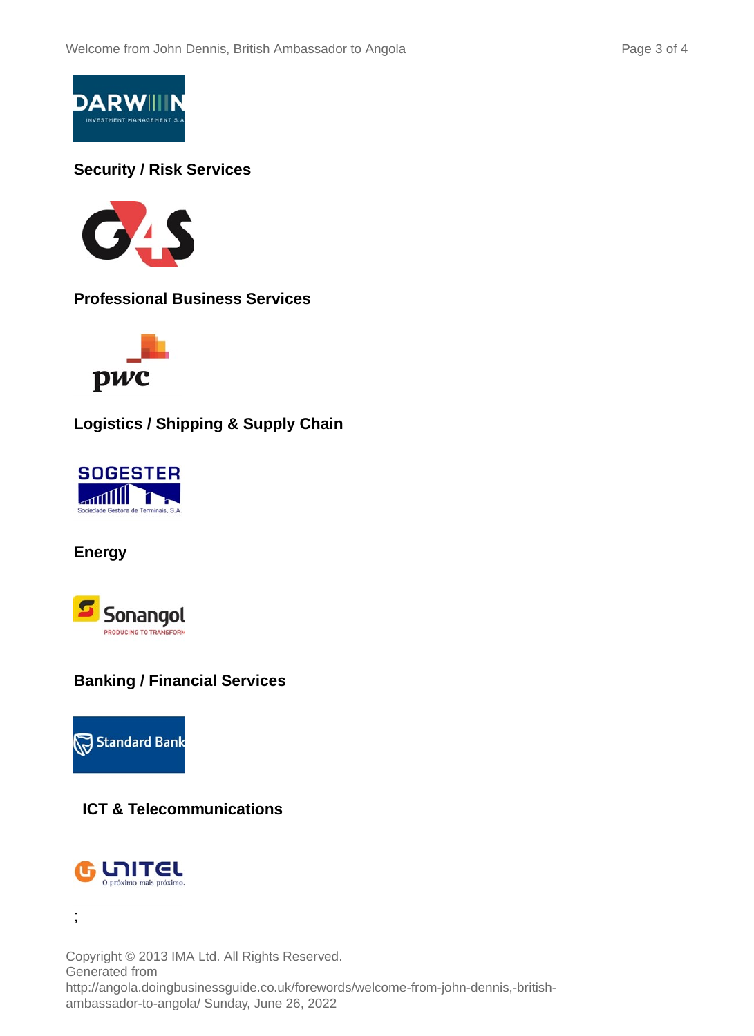**Security / Risk Services**

**Professional Business Services**

**Logistics / Shipping & Supply Chain**

**Energy**

**Banking / Financial Services**

**ICT & Telecommunications**

;

Copyright © 2013 IMA Ltd. All Rights Reserved.
Generated from
http://angola.doingbusinessguide.co.uk/forewords/welcome-from-john-dennis,-british-ambassador-to-angola/ Sunday, June 26, 2022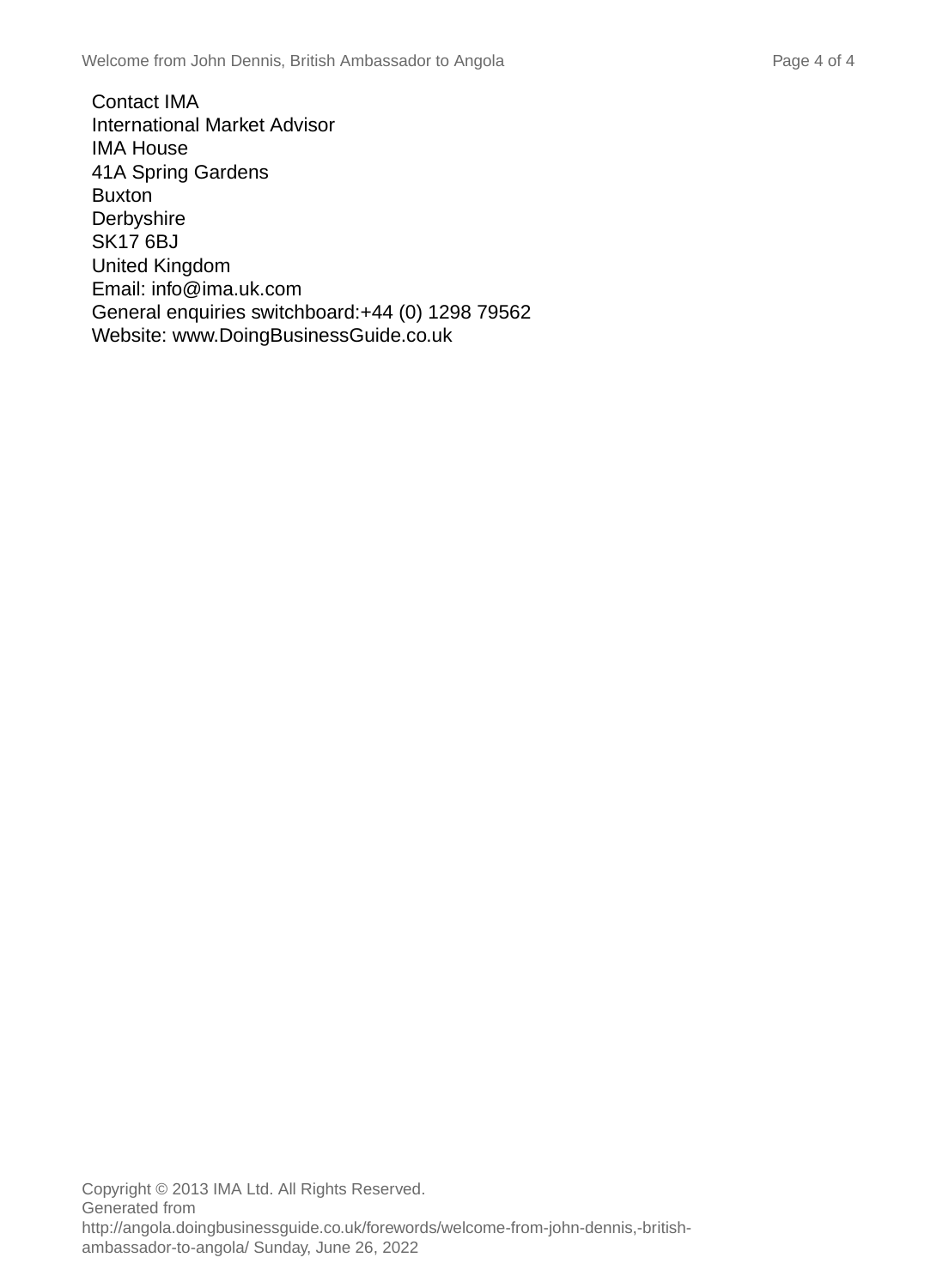Contact IMA
International Market Advisor
IMA House
41A Spring Gardens
Buxton
Derbyshire
SK17 6BJ
United Kingdom
Email: info@ima.uk.com
General enquiries switchboard:+44 (0) 1298 79562
Website: www.DoingBusinessGuide.co.uk

Copyright © 2013 IMA Ltd. All Rights Reserved.
Generated from
http://angola.doingbusinessguide.co.uk/forewords/welcome-from-john-dennis,-british-ambassador-to-angola/ Sunday, June 26, 2022